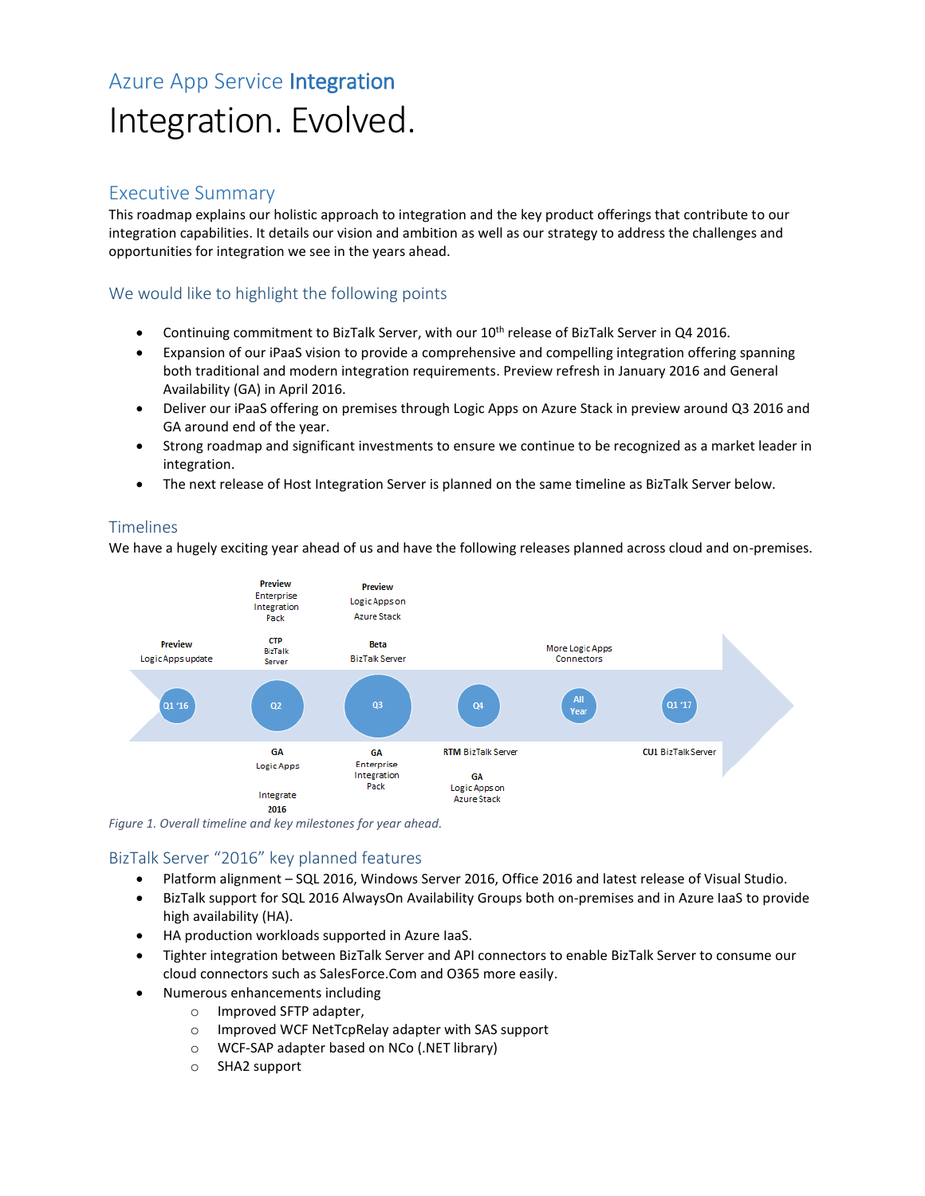# Azure App Service Integration

# Integration. Evolved.

## Executive Summary

This roadmap explains our holistic approach to integration and the key product offerings that contribute to our integration capabilities. It details our vision and ambition as well as our strategy to address the challenges and opportunities for integration we see in the years ahead.

### We would like to highlight the following points

- Continuing commitment to BizTalk Server, with our 10th release of BizTalk Server in Q4 2016.
- Expansion of our iPaaS vision to provide a comprehensive and compelling integration offering spanning both traditional and modern integration requirements. Preview refresh in January 2016 and General Availability (GA) in April 2016.
- Deliver our iPaaS offering on premises through Logic Apps on Azure Stack in preview around Q3 2016 and GA around end of the year.
- Strong roadmap and significant investments to ensure we continue to be recognized as a market leader in integration.
- The next release of Host Integration Server is planned on the same timeline as BizTalk Server below.

## Timelines

We have a hugely exciting year ahead of us and have the following releases planned across cloud and on-premises.

| Period | Milestones (above timeline) | Milestones (below timeline) |
| --- | --- | --- |
| Q1 '16 | **Preview** Logic Apps update | |
| Q2 | **Preview** Enterprise Integration Pack; **CTP** BizTalk Server | **GA** Logic Apps; Integrate **2016** |
| Q3 | **Preview** Logic Apps on Azure Stack; **Beta** BizTalk Server | **GA** Enterprise Integration Pack |
| Q4 | | **RTM** BizTalk Server; **GA** Logic Apps on Azure Stack |
| All Year | More Logic Apps Connectors | |
| Q1 '17 | | **CU1** BizTalk Server |

*Figure 1. Overall timeline and key milestones for year ahead.*

## BizTalk Server "2016" key planned features

- Platform alignment – SQL 2016, Windows Server 2016, Office 2016 and latest release of Visual Studio.
- BizTalk support for SQL 2016 AlwaysOn Availability Groups both on-premises and in Azure IaaS to provide high availability (HA).
- HA production workloads supported in Azure IaaS.
- Tighter integration between BizTalk Server and API connectors to enable BizTalk Server to consume our cloud connectors such as SalesForce.Com and O365 more easily.
- Numerous enhancements including
  - Improved SFTP adapter,
  - Improved WCF NetTcpRelay adapter with SAS support
  - WCF-SAP adapter based on NCo (.NET library)
  - SHA2 support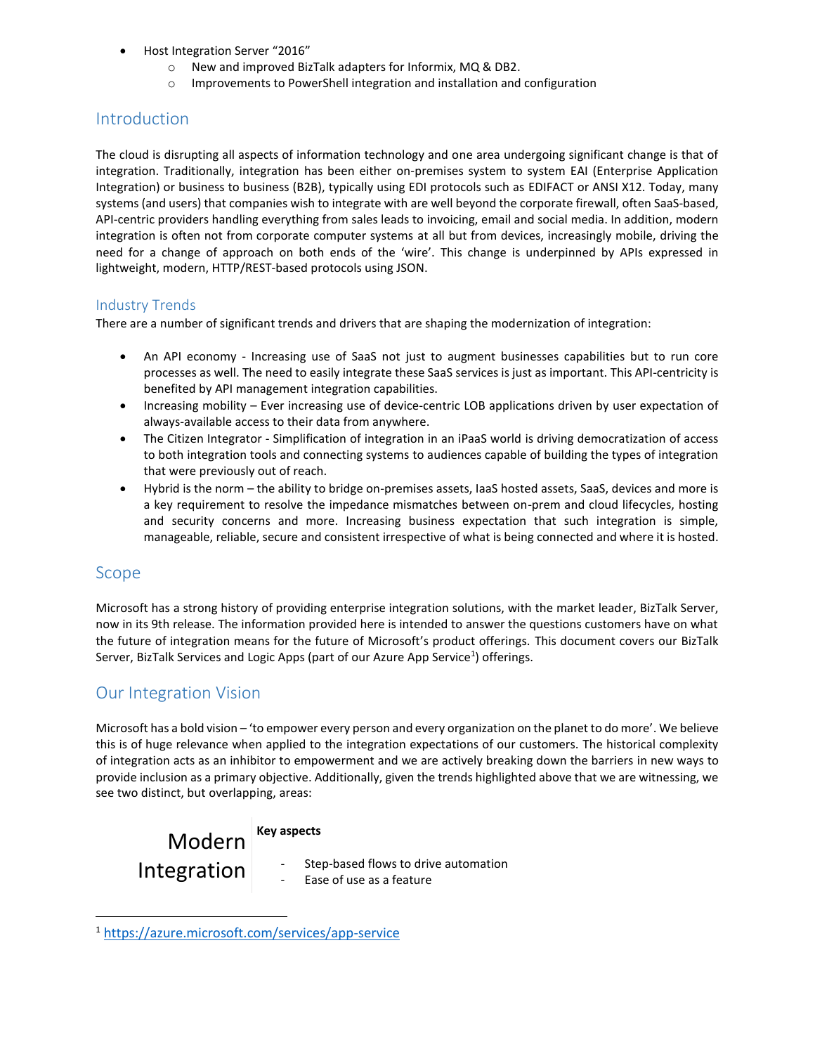- Host Integration Server “2016”
  - New and improved BizTalk adapters for Informix, MQ & DB2.
  - Improvements to PowerShell integration and installation and configuration

## Introduction

The cloud is disrupting all aspects of information technology and one area undergoing significant change is that of integration. Traditionally, integration has been either on-premises system to system EAI (Enterprise Application Integration) or business to business (B2B), typically using EDI protocols such as EDIFACT or ANSI X12. Today, many systems (and users) that companies wish to integrate with are well beyond the corporate firewall, often SaaS-based, API-centric providers handling everything from sales leads to invoicing, email and social media. In addition, modern integration is often not from corporate computer systems at all but from devices, increasingly mobile, driving the need for a change of approach on both ends of the ‘wire’. This change is underpinned by APIs expressed in lightweight, modern, HTTP/REST-based protocols using JSON.

### Industry Trends

There are a number of significant trends and drivers that are shaping the modernization of integration:

- An API economy - Increasing use of SaaS not just to augment businesses capabilities but to run core processes as well. The need to easily integrate these SaaS services is just as important. This API-centricity is benefited by API management integration capabilities.
- Increasing mobility – Ever increasing use of device-centric LOB applications driven by user expectation of always-available access to their data from anywhere.
- The Citizen Integrator - Simplification of integration in an iPaaS world is driving democratization of access to both integration tools and connecting systems to audiences capable of building the types of integration that were previously out of reach.
- Hybrid is the norm – the ability to bridge on-premises assets, IaaS hosted assets, SaaS, devices and more is a key requirement to resolve the impedance mismatches between on-prem and cloud lifecycles, hosting and security concerns and more. Increasing business expectation that such integration is simple, manageable, reliable, secure and consistent irrespective of what is being connected and where it is hosted.

## Scope

Microsoft has a strong history of providing enterprise integration solutions, with the market leader, BizTalk Server, now in its 9th release. The information provided here is intended to answer the questions customers have on what the future of integration means for the future of Microsoft’s product offerings. This document covers our BizTalk Server, BizTalk Services and Logic Apps (part of our Azure App Service[1]) offerings.

## Our Integration Vision

Microsoft has a bold vision – ‘to empower every person and every organization on the planet to do more’. We believe this is of huge relevance when applied to the integration expectations of our customers. The historical complexity of integration acts as an inhibitor to empowerment and we are actively breaking down the barriers in new ways to provide inclusion as a primary objective. Additionally, given the trends highlighted above that we are witnessing, we see two distinct, but overlapping, areas:

| Modern Integration | **Key aspects**<br>- Step-based flows to drive automation<br>- Ease of use as a feature |
|---|---|

[1] https://azure.microsoft.com/services/app-service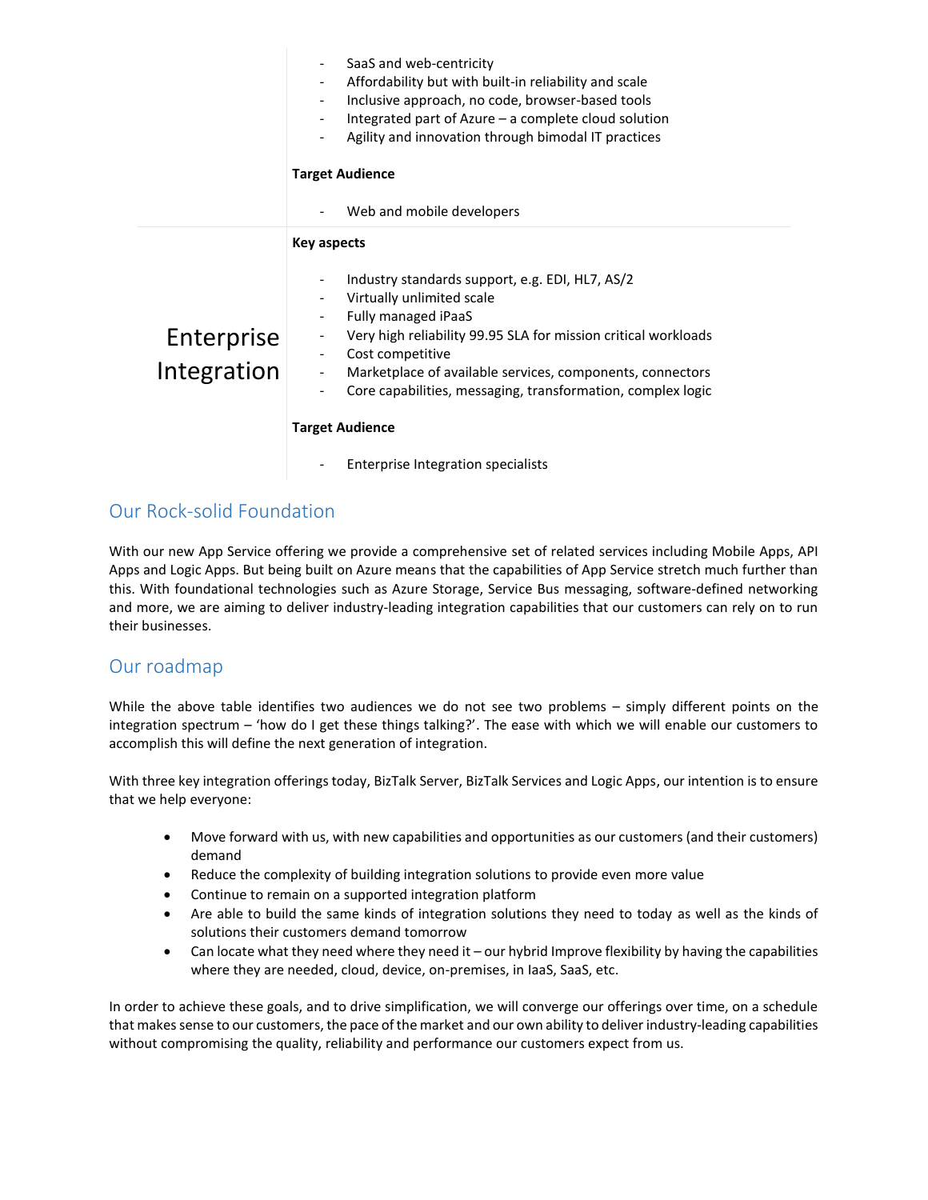| | |
|---|---|
| | - SaaS and web-centricity<br>- Affordability but with built-in reliability and scale<br>- Inclusive approach, no code, browser-based tools<br>- Integrated part of Azure – a complete cloud solution<br>- Agility and innovation through bimodal IT practices<br><br>**Target Audience**<br><br>- Web and mobile developers |
| Enterprise Integration | **Key aspects**<br><br>- Industry standards support, e.g. EDI, HL7, AS/2<br>- Virtually unlimited scale<br>- Fully managed iPaaS<br>- Very high reliability 99.95 SLA for mission critical workloads<br>- Cost competitive<br>- Marketplace of available services, components, connectors<br>- Core capabilities, messaging, transformation, complex logic<br><br>**Target Audience**<br><br>- Enterprise Integration specialists |

## Our Rock-solid Foundation

With our new App Service offering we provide a comprehensive set of related services including Mobile Apps, API Apps and Logic Apps. But being built on Azure means that the capabilities of App Service stretch much further than this. With foundational technologies such as Azure Storage, Service Bus messaging, software-defined networking and more, we are aiming to deliver industry-leading integration capabilities that our customers can rely on to run their businesses.

## Our roadmap

While the above table identifies two audiences we do not see two problems – simply different points on the integration spectrum – 'how do I get these things talking?'. The ease with which we will enable our customers to accomplish this will define the next generation of integration.

With three key integration offerings today, BizTalk Server, BizTalk Services and Logic Apps, our intention is to ensure that we help everyone:

- Move forward with us, with new capabilities and opportunities as our customers (and their customers) demand
- Reduce the complexity of building integration solutions to provide even more value
- Continue to remain on a supported integration platform
- Are able to build the same kinds of integration solutions they need to today as well as the kinds of solutions their customers demand tomorrow
- Can locate what they need where they need it – our hybrid Improve flexibility by having the capabilities where they are needed, cloud, device, on-premises, in IaaS, SaaS, etc.

In order to achieve these goals, and to drive simplification, we will converge our offerings over time, on a schedule that makes sense to our customers, the pace of the market and our own ability to deliver industry-leading capabilities without compromising the quality, reliability and performance our customers expect from us.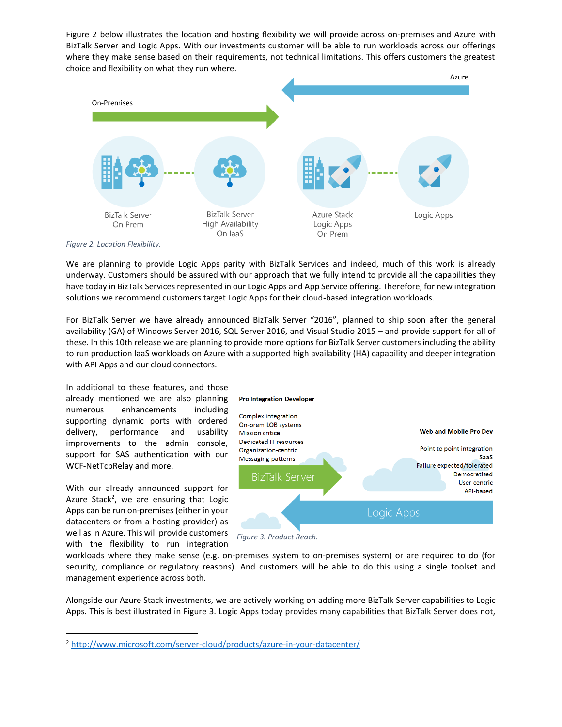Figure 2 below illustrates the location and hosting flexibility we will provide across on-premises and Azure with BizTalk Server and Logic Apps. With our investments customer will be able to run workloads across our offerings where they make sense based on their requirements, not technical limitations. This offers customers the greatest choice and flexibility on what they run where.

Azure

On-Premises

BizTalk Server On Prem

BizTalk Server High Availability On IaaS

Azure Stack Logic Apps On Prem

Logic Apps

*Figure 2. Location Flexibility.*

We are planning to provide Logic Apps parity with BizTalk Services and indeed, much of this work is already underway. Customers should be assured with our approach that we fully intend to provide all the capabilities they have today in BizTalk Services represented in our Logic Apps and App Service offering. Therefore, for new integration solutions we recommend customers target Logic Apps for their cloud-based integration workloads.

For BizTalk Server we have already announced BizTalk Server "2016", planned to ship soon after the general availability (GA) of Windows Server 2016, SQL Server 2016, and Visual Studio 2015 – and provide support for all of these. In this 10th release we are planning to provide more options for BizTalk Server customers including the ability to run production IaaS workloads on Azure with a supported high availability (HA) capability and deeper integration with API Apps and our cloud connectors.

In additional to these features, and those already mentioned we are also planning numerous enhancements including supporting dynamic ports with ordered delivery, performance and usability improvements to the admin console, support for SAS authentication with our WCF-NetTcpRelay and more.

With our already announced support for Azure Stack[2], we are ensuring that Logic Apps can be run on-premises (either in your datacenters or from a hosting provider) as well as in Azure. This will provide customers with the flexibility to run integration workloads where they make sense (e.g. on-premises system to on-premises system) or are required to do (for security, compliance or regulatory reasons). And customers will be able to do this using a single toolset and management experience across both.

**Pro Integration Developer**

Complex integration
On-prem LOB systems
Mission critical
Dedicated IT resources
Organization-centric
Messaging patterns

BizTalk Server

**Web and Mobile Pro Dev**

Point to point integration
SaaS
Failure expected/tolerated
Democratized
User-centric
API-based

Logic Apps

*Figure 3. Product Reach.*

Alongside our Azure Stack investments, we are actively working on adding more BizTalk Server capabilities to Logic Apps. This is best illustrated in Figure 3. Logic Apps today provides many capabilities that BizTalk Server does not,

[2] http://www.microsoft.com/server-cloud/products/azure-in-your-datacenter/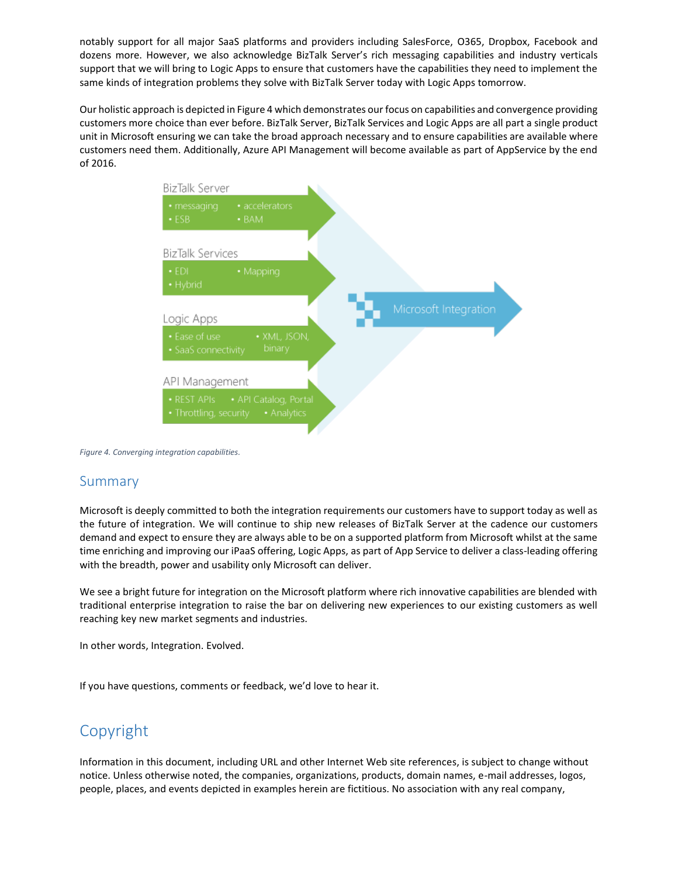notably support for all major SaaS platforms and providers including SalesForce, O365, Dropbox, Facebook and dozens more. However, we also acknowledge BizTalk Server's rich messaging capabilities and industry verticals support that we will bring to Logic Apps to ensure that customers have the capabilities they need to implement the same kinds of integration problems they solve with BizTalk Server today with Logic Apps tomorrow.

Our holistic approach is depicted in Figure 4 which demonstrates our focus on capabilities and convergence providing customers more choice than ever before. BizTalk Server, BizTalk Services and Logic Apps are all part a single product unit in Microsoft ensuring we can take the broad approach necessary and to ensure capabilities are available where customers need them. Additionally, Azure API Management will become available as part of AppService by the end of 2016.

BizTalk Server
- messaging
- ESB
- accelerators
- BAM

BizTalk Services
- EDI
- Hybrid
- Mapping

Logic Apps
- Ease of use
- SaaS connectivity
- XML, JSON, binary

API Management
- REST APIs
- Throttling, security
- API Catalog, Portal
- Analytics

Microsoft Integration

*Figure 4. Converging integration capabilities.*

## Summary

Microsoft is deeply committed to both the integration requirements our customers have to support today as well as the future of integration. We will continue to ship new releases of BizTalk Server at the cadence our customers demand and expect to ensure they are always able to be on a supported platform from Microsoft whilst at the same time enriching and improving our iPaaS offering, Logic Apps, as part of App Service to deliver a class-leading offering with the breadth, power and usability only Microsoft can deliver.

We see a bright future for integration on the Microsoft platform where rich innovative capabilities are blended with traditional enterprise integration to raise the bar on delivering new experiences to our existing customers as well reaching key new market segments and industries.

In other words, Integration. Evolved.

If you have questions, comments or feedback, we'd love to hear it.

## Copyright

Information in this document, including URL and other Internet Web site references, is subject to change without notice. Unless otherwise noted, the companies, organizations, products, domain names, e-mail addresses, logos, people, places, and events depicted in examples herein are fictitious. No association with any real company,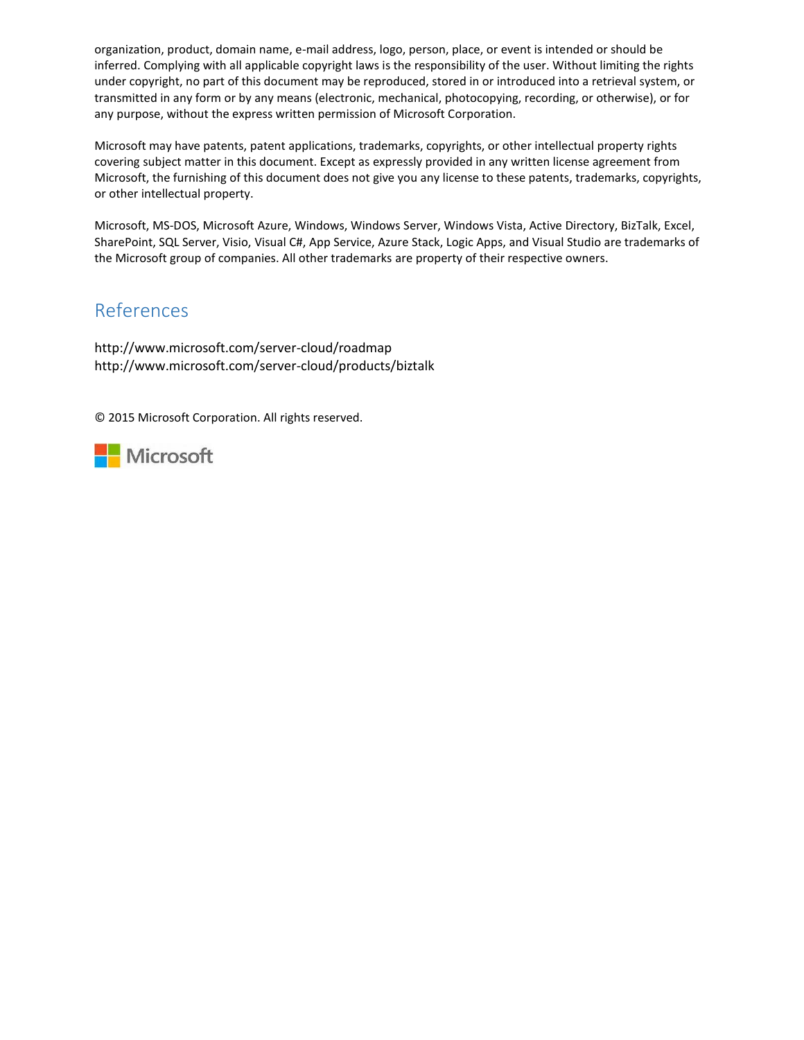organization, product, domain name, e-mail address, logo, person, place, or event is intended or should be inferred. Complying with all applicable copyright laws is the responsibility of the user. Without limiting the rights under copyright, no part of this document may be reproduced, stored in or introduced into a retrieval system, or transmitted in any form or by any means (electronic, mechanical, photocopying, recording, or otherwise), or for any purpose, without the express written permission of Microsoft Corporation.

Microsoft may have patents, patent applications, trademarks, copyrights, or other intellectual property rights covering subject matter in this document. Except as expressly provided in any written license agreement from Microsoft, the furnishing of this document does not give you any license to these patents, trademarks, copyrights, or other intellectual property.

Microsoft, MS-DOS, Microsoft Azure, Windows, Windows Server, Windows Vista, Active Directory, BizTalk, Excel, SharePoint, SQL Server, Visio, Visual C#, App Service, Azure Stack, Logic Apps, and Visual Studio are trademarks of the Microsoft group of companies. All other trademarks are property of their respective owners.

## References

http://www.microsoft.com/server-cloud/roadmap
http://www.microsoft.com/server-cloud/products/biztalk

© 2015 Microsoft Corporation. All rights reserved.

Microsoft